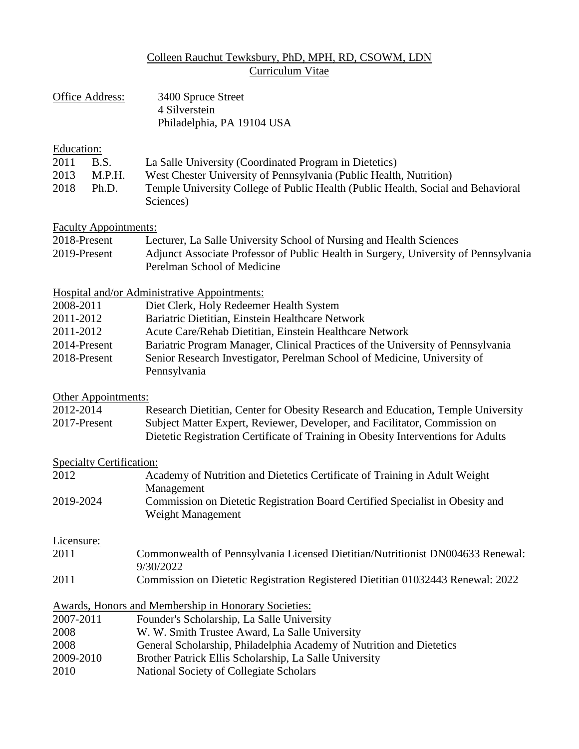# Colleen Rauchut Tewksbury, PhD, MPH, RD, CSOWM, LDN

## Curriculum Vitae

**Office Address:**
3400 Spruce Street
4 Silverstein
Philadelphia, PA 19104 USA

## Education:

| | | |
|---|---|---|
| 2011 | B.S. | La Salle University (Coordinated Program in Dietetics) |
| 2013 | M.P.H. | West Chester University of Pennsylvania (Public Health, Nutrition) |
| 2018 | Ph.D. | Temple University College of Public Health (Public Health, Social and Behavioral Sciences) |

## Faculty Appointments:

| | |
|---|---|
| 2018-Present | Lecturer, La Salle University School of Nursing and Health Sciences |
| 2019-Present | Adjunct Associate Professor of Public Health in Surgery, University of Pennsylvania Perelman School of Medicine |

## Hospital and/or Administrative Appointments:

| | |
|---|---|
| 2008-2011 | Diet Clerk, Holy Redeemer Health System |
| 2011-2012 | Bariatric Dietitian, Einstein Healthcare Network |
| 2011-2012 | Acute Care/Rehab Dietitian, Einstein Healthcare Network |
| 2014-Present | Bariatric Program Manager, Clinical Practices of the University of Pennsylvania |
| 2018-Present | Senior Research Investigator, Perelman School of Medicine, University of Pennsylvania |

## Other Appointments:

| | |
|---|---|
| 2012-2014 | Research Dietitian, Center for Obesity Research and Education, Temple University |
| 2017-Present | Subject Matter Expert, Reviewer, Developer, and Facilitator, Commission on Dietetic Registration Certificate of Training in Obesity Interventions for Adults |

## Specialty Certification:

| | |
|---|---|
| 2012 | Academy of Nutrition and Dietetics Certificate of Training in Adult Weight Management |
| 2019-2024 | Commission on Dietetic Registration Board Certified Specialist in Obesity and Weight Management |

## Licensure:

| | |
|---|---|
| 2011 | Commonwealth of Pennsylvania Licensed Dietitian/Nutritionist DN004633 Renewal: 9/30/2022 |
| 2011 | Commission on Dietetic Registration Registered Dietitian 01032443 Renewal: 2022 |

## Awards, Honors and Membership in Honorary Societies:

| | |
|---|---|
| 2007-2011 | Founder's Scholarship, La Salle University |
| 2008 | W. W. Smith Trustee Award, La Salle University |
| 2008 | General Scholarship, Philadelphia Academy of Nutrition and Dietetics |
| 2009-2010 | Brother Patrick Ellis Scholarship, La Salle University |
| 2010 | National Society of Collegiate Scholars |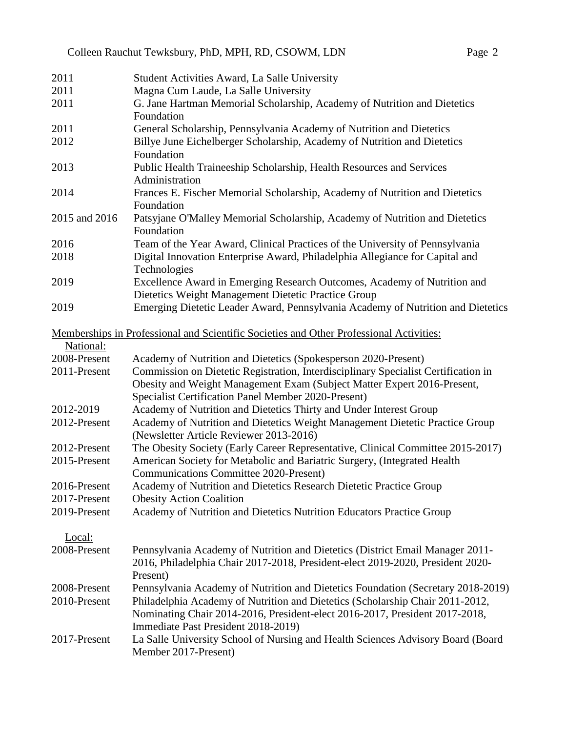| | |
|---|---|
| 2011 | Student Activities Award, La Salle University |
| 2011 | Magna Cum Laude, La Salle University |
| 2011 | G. Jane Hartman Memorial Scholarship, Academy of Nutrition and Dietetics Foundation |
| 2011 | General Scholarship, Pennsylvania Academy of Nutrition and Dietetics |
| 2012 | Billye June Eichelberger Scholarship, Academy of Nutrition and Dietetics Foundation |
| 2013 | Public Health Traineeship Scholarship, Health Resources and Services Administration |
| 2014 | Frances E. Fischer Memorial Scholarship, Academy of Nutrition and Dietetics Foundation |
| 2015 and 2016 | Patsyjane O'Malley Memorial Scholarship, Academy of Nutrition and Dietetics Foundation |
| 2016 | Team of the Year Award, Clinical Practices of the University of Pennsylvania |
| 2018 | Digital Innovation Enterprise Award, Philadelphia Allegiance for Capital and Technologies |
| 2019 | Excellence Award in Emerging Research Outcomes, Academy of Nutrition and Dietetics Weight Management Dietetic Practice Group |
| 2019 | Emerging Dietetic Leader Award, Pennsylvania Academy of Nutrition and Dietetics |

Memberships in Professional and Scientific Societies and Other Professional Activities:

National:

| | |
|---|---|
| 2008-Present | Academy of Nutrition and Dietetics (Spokesperson 2020-Present) |
| 2011-Present | Commission on Dietetic Registration, Interdisciplinary Specialist Certification in Obesity and Weight Management Exam (Subject Matter Expert 2016-Present, Specialist Certification Panel Member 2020-Present) |
| 2012-2019 | Academy of Nutrition and Dietetics Thirty and Under Interest Group |
| 2012-Present | Academy of Nutrition and Dietetics Weight Management Dietetic Practice Group (Newsletter Article Reviewer 2013-2016) |
| 2012-Present | The Obesity Society (Early Career Representative, Clinical Committee 2015-2017) |
| 2015-Present | American Society for Metabolic and Bariatric Surgery, (Integrated Health Communications Committee 2020-Present) |
| 2016-Present | Academy of Nutrition and Dietetics Research Dietetic Practice Group |
| 2017-Present | Obesity Action Coalition |
| 2019-Present | Academy of Nutrition and Dietetics Nutrition Educators Practice Group |

Local:

| | |
|---|---|
| 2008-Present | Pennsylvania Academy of Nutrition and Dietetics (District Email Manager 2011-2016, Philadelphia Chair 2017-2018, President-elect 2019-2020, President 2020-Present) |
| 2008-Present | Pennsylvania Academy of Nutrition and Dietetics Foundation (Secretary 2018-2019) |
| 2010-Present | Philadelphia Academy of Nutrition and Dietetics (Scholarship Chair 2011-2012, Nominating Chair 2014-2016, President-elect 2016-2017, President 2017-2018, Immediate Past President 2018-2019) |
| 2017-Present | La Salle University School of Nursing and Health Sciences Advisory Board (Board Member 2017-Present) |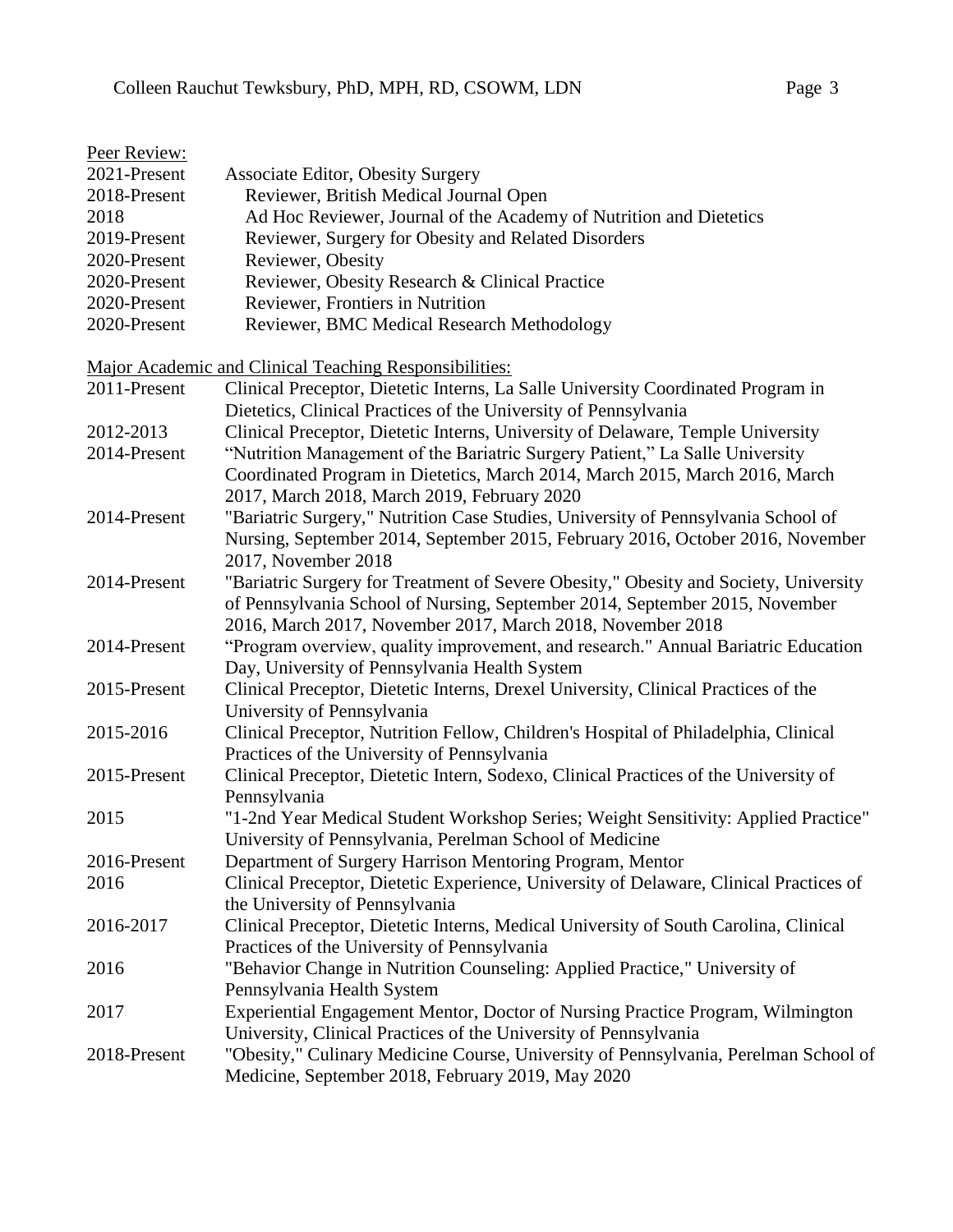Peer Review:

| | |
|---|---|
| 2021-Present | Associate Editor, Obesity Surgery |
| 2018-Present | Reviewer, British Medical Journal Open |
| 2018 | Ad Hoc Reviewer, Journal of the Academy of Nutrition and Dietetics |
| 2019-Present | Reviewer, Surgery for Obesity and Related Disorders |
| 2020-Present | Reviewer, Obesity |
| 2020-Present | Reviewer, Obesity Research & Clinical Practice |
| 2020-Present | Reviewer, Frontiers in Nutrition |
| 2020-Present | Reviewer, BMC Medical Research Methodology |

Major Academic and Clinical Teaching Responsibilities:

| | |
|---|---|
| 2011-Present | Clinical Preceptor, Dietetic Interns, La Salle University Coordinated Program in Dietetics, Clinical Practices of the University of Pennsylvania |
| 2012-2013 | Clinical Preceptor, Dietetic Interns, University of Delaware, Temple University |
| 2014-Present | "Nutrition Management of the Bariatric Surgery Patient," La Salle University Coordinated Program in Dietetics, March 2014, March 2015, March 2016, March 2017, March 2018, March 2019, February 2020 |
| 2014-Present | "Bariatric Surgery," Nutrition Case Studies, University of Pennsylvania School of Nursing, September 2014, September 2015, February 2016, October 2016, November 2017, November 2018 |
| 2014-Present | "Bariatric Surgery for Treatment of Severe Obesity," Obesity and Society, University of Pennsylvania School of Nursing, September 2014, September 2015, November 2016, March 2017, November 2017, March 2018, November 2018 |
| 2014-Present | "Program overview, quality improvement, and research." Annual Bariatric Education Day, University of Pennsylvania Health System |
| 2015-Present | Clinical Preceptor, Dietetic Interns, Drexel University, Clinical Practices of the University of Pennsylvania |
| 2015-2016 | Clinical Preceptor, Nutrition Fellow, Children's Hospital of Philadelphia, Clinical Practices of the University of Pennsylvania |
| 2015-Present | Clinical Preceptor, Dietetic Intern, Sodexo, Clinical Practices of the University of Pennsylvania |
| 2015 | "1-2nd Year Medical Student Workshop Series; Weight Sensitivity: Applied Practice" University of Pennsylvania, Perelman School of Medicine |
| 2016-Present | Department of Surgery Harrison Mentoring Program, Mentor |
| 2016 | Clinical Preceptor, Dietetic Experience, University of Delaware, Clinical Practices of the University of Pennsylvania |
| 2016-2017 | Clinical Preceptor, Dietetic Interns, Medical University of South Carolina, Clinical Practices of the University of Pennsylvania |
| 2016 | "Behavior Change in Nutrition Counseling: Applied Practice," University of Pennsylvania Health System |
| 2017 | Experiential Engagement Mentor, Doctor of Nursing Practice Program, Wilmington University, Clinical Practices of the University of Pennsylvania |
| 2018-Present | "Obesity," Culinary Medicine Course, University of Pennsylvania, Perelman School of Medicine, September 2018, February 2019, May 2020 |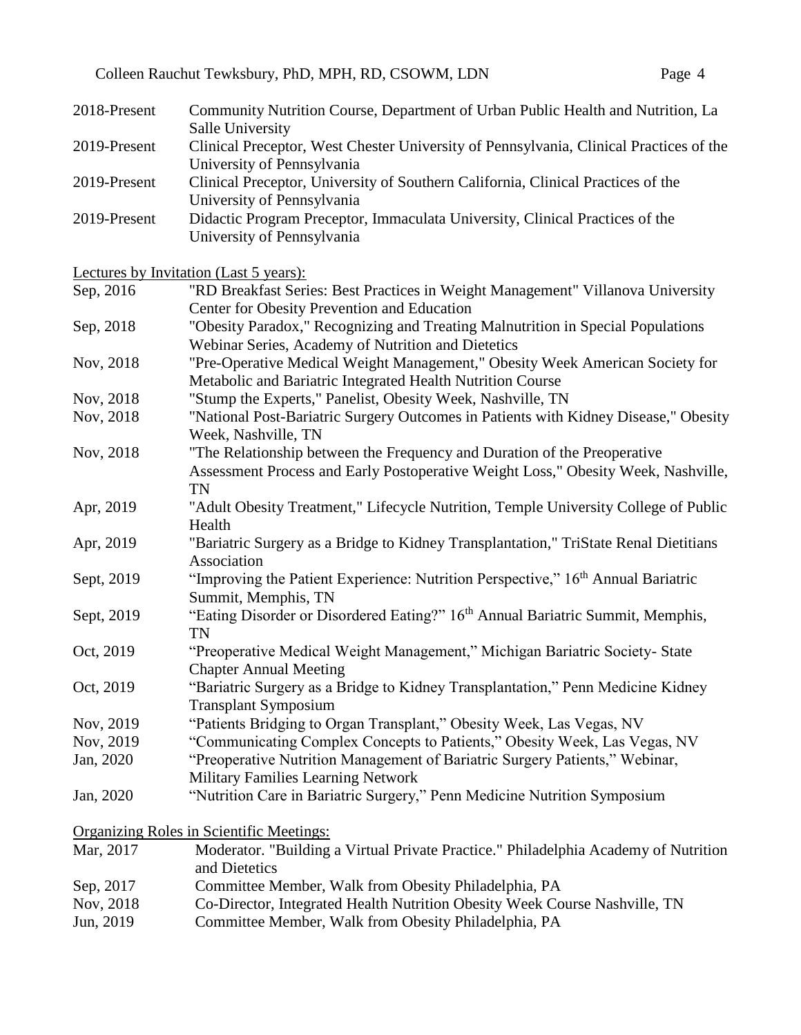| | |
|---|---|
| 2018-Present | Community Nutrition Course, Department of Urban Public Health and Nutrition, La Salle University |
| 2019-Present | Clinical Preceptor, West Chester University of Pennsylvania, Clinical Practices of the University of Pennsylvania |
| 2019-Present | Clinical Preceptor, University of Southern California, Clinical Practices of the University of Pennsylvania |
| 2019-Present | Didactic Program Preceptor, Immaculata University, Clinical Practices of the University of Pennsylvania |

Lectures by Invitation (Last 5 years):

| | |
|---|---|
| Sep, 2016 | "RD Breakfast Series: Best Practices in Weight Management" Villanova University Center for Obesity Prevention and Education |
| Sep, 2018 | "Obesity Paradox," Recognizing and Treating Malnutrition in Special Populations Webinar Series, Academy of Nutrition and Dietetics |
| Nov, 2018 | "Pre-Operative Medical Weight Management," Obesity Week American Society for Metabolic and Bariatric Integrated Health Nutrition Course |
| Nov, 2018 | "Stump the Experts," Panelist, Obesity Week, Nashville, TN |
| Nov, 2018 | "National Post-Bariatric Surgery Outcomes in Patients with Kidney Disease," Obesity Week, Nashville, TN |
| Nov, 2018 | "The Relationship between the Frequency and Duration of the Preoperative Assessment Process and Early Postoperative Weight Loss," Obesity Week, Nashville, TN |
| Apr, 2019 | "Adult Obesity Treatment," Lifecycle Nutrition, Temple University College of Public Health |
| Apr, 2019 | "Bariatric Surgery as a Bridge to Kidney Transplantation," TriState Renal Dietitians Association |
| Sept, 2019 | "Improving the Patient Experience: Nutrition Perspective," 16th Annual Bariatric Summit, Memphis, TN |
| Sept, 2019 | "Eating Disorder or Disordered Eating?" 16th Annual Bariatric Summit, Memphis, TN |
| Oct, 2019 | "Preoperative Medical Weight Management," Michigan Bariatric Society- State Chapter Annual Meeting |
| Oct, 2019 | "Bariatric Surgery as a Bridge to Kidney Transplantation," Penn Medicine Kidney Transplant Symposium |
| Nov, 2019 | "Patients Bridging to Organ Transplant," Obesity Week, Las Vegas, NV |
| Nov, 2019 | "Communicating Complex Concepts to Patients," Obesity Week, Las Vegas, NV |
| Jan, 2020 | "Preoperative Nutrition Management of Bariatric Surgery Patients," Webinar, Military Families Learning Network |
| Jan, 2020 | "Nutrition Care in Bariatric Surgery," Penn Medicine Nutrition Symposium |

Organizing Roles in Scientific Meetings:

| | |
|---|---|
| Mar, 2017 | Moderator. "Building a Virtual Private Practice." Philadelphia Academy of Nutrition and Dietetics |
| Sep, 2017 | Committee Member, Walk from Obesity Philadelphia, PA |
| Nov, 2018 | Co-Director, Integrated Health Nutrition Obesity Week Course Nashville, TN |
| Jun, 2019 | Committee Member, Walk from Obesity Philadelphia, PA |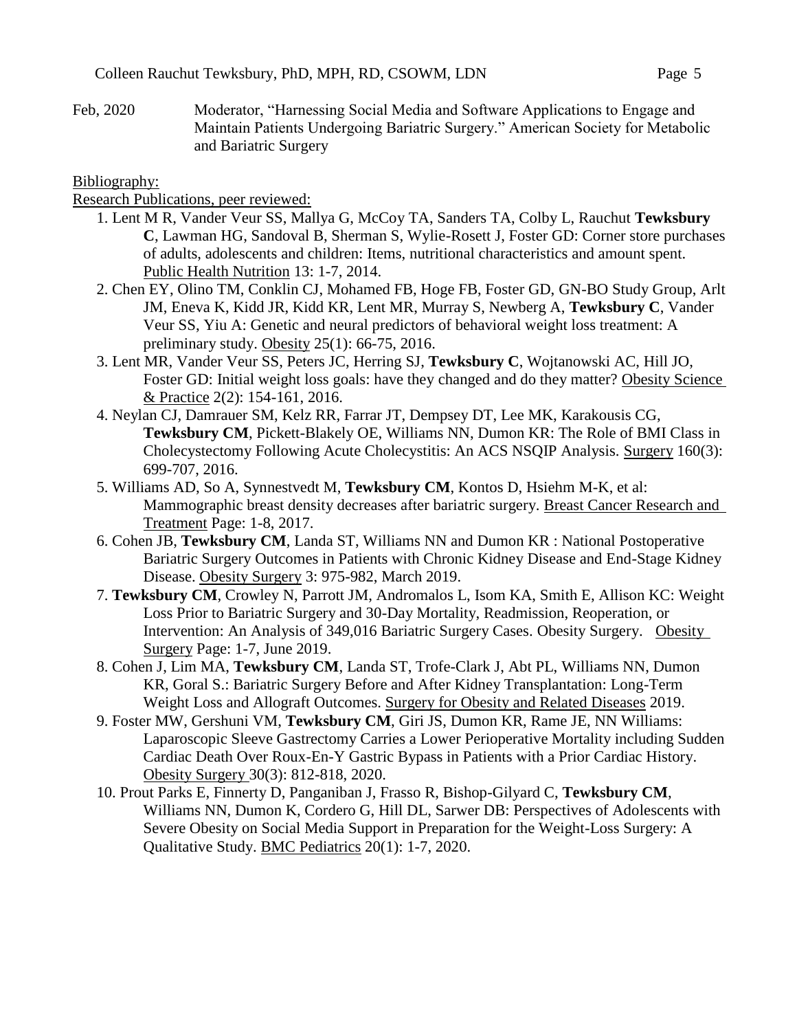Feb, 2020 Moderator, "Harnessing Social Media and Software Applications to Engage and Maintain Patients Undergoing Bariatric Surgery." American Society for Metabolic and Bariatric Surgery

Bibliography:

Research Publications, peer reviewed:

1. Lent M R, Vander Veur SS, Mallya G, McCoy TA, Sanders TA, Colby L, Rauchut **Tewksbury C**, Lawman HG, Sandoval B, Sherman S, Wylie-Rosett J, Foster GD: Corner store purchases of adults, adolescents and children: Items, nutritional characteristics and amount spent. Public Health Nutrition 13: 1-7, 2014.
2. Chen EY, Olino TM, Conklin CJ, Mohamed FB, Hoge FB, Foster GD, GN-BO Study Group, Arlt JM, Eneva K, Kidd JR, Kidd KR, Lent MR, Murray S, Newberg A, **Tewksbury C**, Vander Veur SS, Yiu A: Genetic and neural predictors of behavioral weight loss treatment: A preliminary study. Obesity 25(1): 66-75, 2016.
3. Lent MR, Vander Veur SS, Peters JC, Herring SJ, **Tewksbury C**, Wojtanowski AC, Hill JO, Foster GD: Initial weight loss goals: have they changed and do they matter? Obesity Science & Practice 2(2): 154-161, 2016.
4. Neylan CJ, Damrauer SM, Kelz RR, Farrar JT, Dempsey DT, Lee MK, Karakousis CG, **Tewksbury CM**, Pickett-Blakely OE, Williams NN, Dumon KR: The Role of BMI Class in Cholecystectomy Following Acute Cholecystitis: An ACS NSQIP Analysis. Surgery 160(3): 699-707, 2016.
5. Williams AD, So A, Synnestvedt M, **Tewksbury CM**, Kontos D, Hsiehm M-K, et al: Mammographic breast density decreases after bariatric surgery. Breast Cancer Research and Treatment Page: 1-8, 2017.
6. Cohen JB, **Tewksbury CM**, Landa ST, Williams NN and Dumon KR : National Postoperative Bariatric Surgery Outcomes in Patients with Chronic Kidney Disease and End-Stage Kidney Disease. Obesity Surgery 3: 975-982, March 2019.
7. **Tewksbury CM**, Crowley N, Parrott JM, Andromalos L, Isom KA, Smith E, Allison KC: Weight Loss Prior to Bariatric Surgery and 30-Day Mortality, Readmission, Reoperation, or Intervention: An Analysis of 349,016 Bariatric Surgery Cases. Obesity Surgery. Obesity Surgery Page: 1-7, June 2019.
8. Cohen J, Lim MA, **Tewksbury CM**, Landa ST, Trofe-Clark J, Abt PL, Williams NN, Dumon KR, Goral S.: Bariatric Surgery Before and After Kidney Transplantation: Long-Term Weight Loss and Allograft Outcomes. Surgery for Obesity and Related Diseases 2019.
9. Foster MW, Gershuni VM, **Tewksbury CM**, Giri JS, Dumon KR, Rame JE, NN Williams: Laparoscopic Sleeve Gastrectomy Carries a Lower Perioperative Mortality including Sudden Cardiac Death Over Roux-En-Y Gastric Bypass in Patients with a Prior Cardiac History. Obesity Surgery 30(3): 812-818, 2020.
10. Prout Parks E, Finnerty D, Panganiban J, Frasso R, Bishop-Gilyard C, **Tewksbury CM**, Williams NN, Dumon K, Cordero G, Hill DL, Sarwer DB: Perspectives of Adolescents with Severe Obesity on Social Media Support in Preparation for the Weight-Loss Surgery: A Qualitative Study. BMC Pediatrics 20(1): 1-7, 2020.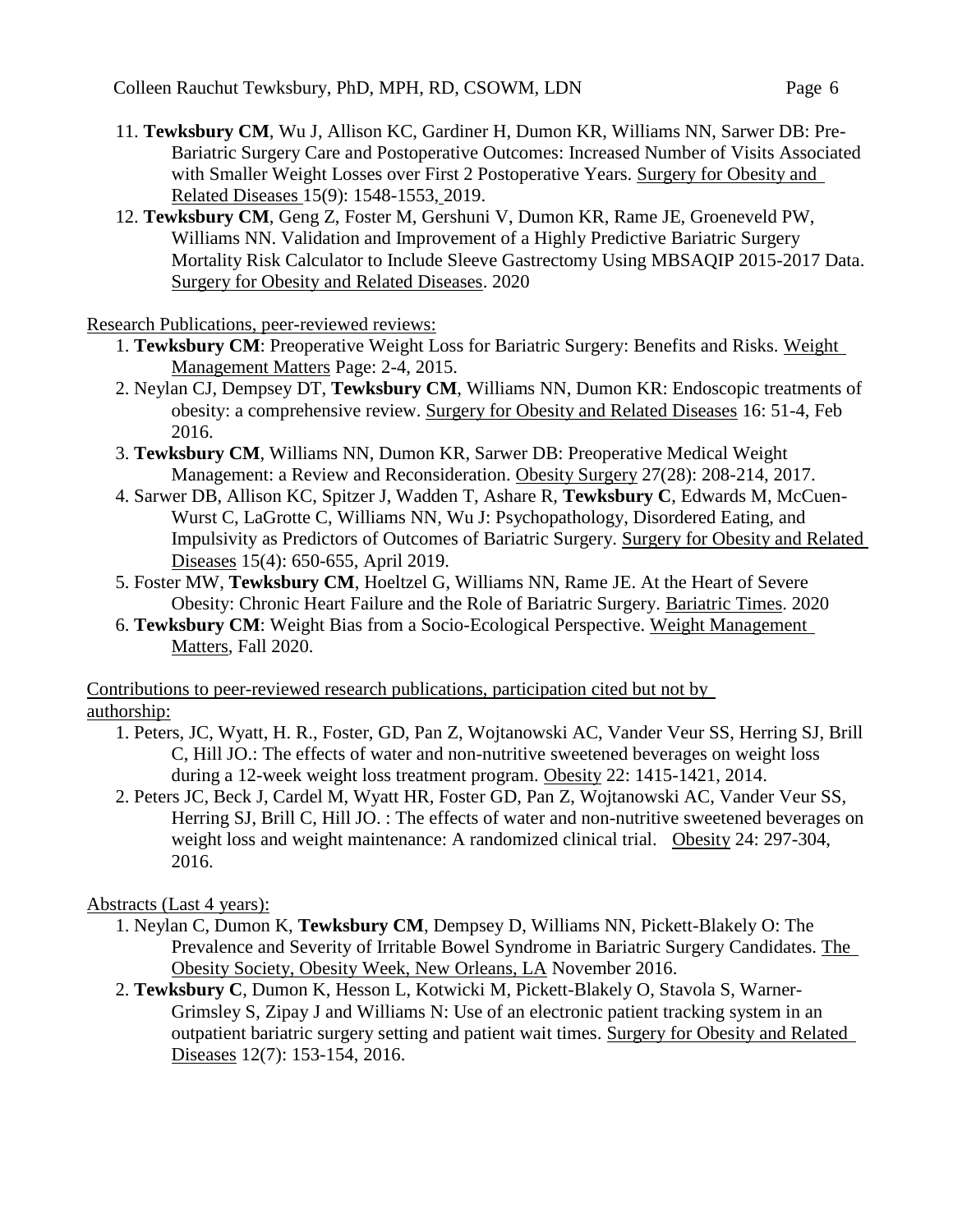11. **Tewksbury CM**, Wu J, Allison KC, Gardiner H, Dumon KR, Williams NN, Sarwer DB: Pre-Bariatric Surgery Care and Postoperative Outcomes: Increased Number of Visits Associated with Smaller Weight Losses over First 2 Postoperative Years. Surgery for Obesity and Related Diseases 15(9): 1548-1553, 2019.
12. **Tewksbury CM**, Geng Z, Foster M, Gershuni V, Dumon KR, Rame JE, Groeneveld PW, Williams NN. Validation and Improvement of a Highly Predictive Bariatric Surgery Mortality Risk Calculator to Include Sleeve Gastrectomy Using MBSAQIP 2015-2017 Data. Surgery for Obesity and Related Diseases. 2020

Research Publications, peer-reviewed reviews:

1. **Tewksbury CM**: Preoperative Weight Loss for Bariatric Surgery: Benefits and Risks. Weight Management Matters Page: 2-4, 2015.
2. Neylan CJ, Dempsey DT, **Tewksbury CM**, Williams NN, Dumon KR: Endoscopic treatments of obesity: a comprehensive review. Surgery for Obesity and Related Diseases 16: 51-4, Feb 2016.
3. **Tewksbury CM**, Williams NN, Dumon KR, Sarwer DB: Preoperative Medical Weight Management: a Review and Reconsideration. Obesity Surgery 27(28): 208-214, 2017.
4. Sarwer DB, Allison KC, Spitzer J, Wadden T, Ashare R, **Tewksbury C**, Edwards M, McCuen-Wurst C, LaGrotte C, Williams NN, Wu J: Psychopathology, Disordered Eating, and Impulsivity as Predictors of Outcomes of Bariatric Surgery. Surgery for Obesity and Related Diseases 15(4): 650-655, April 2019.
5. Foster MW, **Tewksbury CM**, Hoeltzel G, Williams NN, Rame JE. At the Heart of Severe Obesity: Chronic Heart Failure and the Role of Bariatric Surgery. Bariatric Times. 2020
6. **Tewksbury CM**: Weight Bias from a Socio-Ecological Perspective. Weight Management Matters, Fall 2020.

Contributions to peer-reviewed research publications, participation cited but not by authorship:

1. Peters, JC, Wyatt, H. R., Foster, GD, Pan Z, Wojtanowski AC, Vander Veur SS, Herring SJ, Brill C, Hill JO.: The effects of water and non-nutritive sweetened beverages on weight loss during a 12-week weight loss treatment program. Obesity 22: 1415-1421, 2014.
2. Peters JC, Beck J, Cardel M, Wyatt HR, Foster GD, Pan Z, Wojtanowski AC, Vander Veur SS, Herring SJ, Brill C, Hill JO. : The effects of water and non-nutritive sweetened beverages on weight loss and weight maintenance: A randomized clinical trial. Obesity 24: 297-304, 2016.

Abstracts (Last 4 years):

1. Neylan C, Dumon K, **Tewksbury CM**, Dempsey D, Williams NN, Pickett-Blakely O: The Prevalence and Severity of Irritable Bowel Syndrome in Bariatric Surgery Candidates. The Obesity Society, Obesity Week, New Orleans, LA November 2016.
2. **Tewksbury C**, Dumon K, Hesson L, Kotwicki M, Pickett-Blakely O, Stavola S, Warner-Grimsley S, Zipay J and Williams N: Use of an electronic patient tracking system in an outpatient bariatric surgery setting and patient wait times. Surgery for Obesity and Related Diseases 12(7): 153-154, 2016.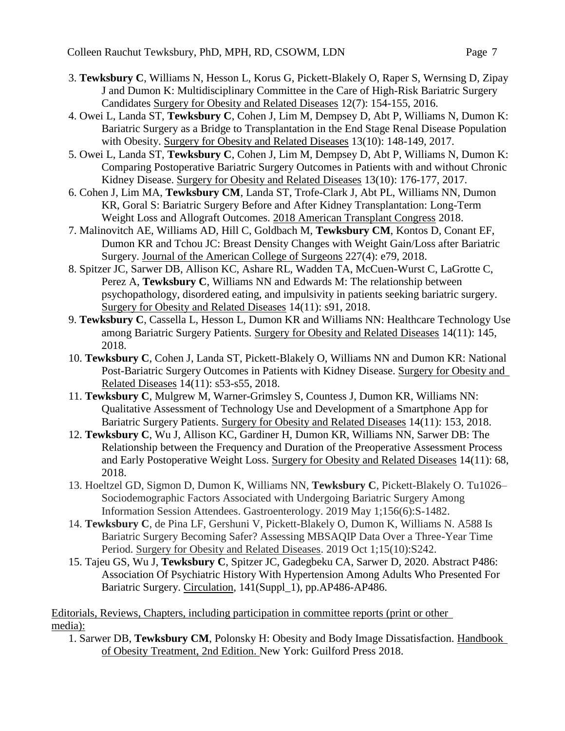3. **Tewksbury C**, Williams N, Hesson L, Korus G, Pickett-Blakely O, Raper S, Wernsing D, Zipay J and Dumon K: Multidisciplinary Committee in the Care of High-Risk Bariatric Surgery Candidates Surgery for Obesity and Related Diseases 12(7): 154-155, 2016.
4. Owei L, Landa ST, **Tewksbury C**, Cohen J, Lim M, Dempsey D, Abt P, Williams N, Dumon K: Bariatric Surgery as a Bridge to Transplantation in the End Stage Renal Disease Population with Obesity. Surgery for Obesity and Related Diseases 13(10): 148-149, 2017.
5. Owei L, Landa ST, **Tewksbury C**, Cohen J, Lim M, Dempsey D, Abt P, Williams N, Dumon K: Comparing Postoperative Bariatric Surgery Outcomes in Patients with and without Chronic Kidney Disease. Surgery for Obesity and Related Diseases 13(10): 176-177, 2017.
6. Cohen J, Lim MA, **Tewksbury CM**, Landa ST, Trofe-Clark J, Abt PL, Williams NN, Dumon KR, Goral S: Bariatric Surgery Before and After Kidney Transplantation: Long-Term Weight Loss and Allograft Outcomes. 2018 American Transplant Congress 2018.
7. Malinovitch AE, Williams AD, Hill C, Goldbach M, **Tewksbury CM**, Kontos D, Conant EF, Dumon KR and Tchou JC: Breast Density Changes with Weight Gain/Loss after Bariatric Surgery. Journal of the American College of Surgeons 227(4): e79, 2018.
8. Spitzer JC, Sarwer DB, Allison KC, Ashare RL, Wadden TA, McCuen-Wurst C, LaGrotte C, Perez A, **Tewksbury C**, Williams NN and Edwards M: The relationship between psychopathology, disordered eating, and impulsivity in patients seeking bariatric surgery. Surgery for Obesity and Related Diseases 14(11): s91, 2018.
9. **Tewksbury C**, Cassella L, Hesson L, Dumon KR and Williams NN: Healthcare Technology Use among Bariatric Surgery Patients. Surgery for Obesity and Related Diseases 14(11): 145, 2018.
10. **Tewksbury C**, Cohen J, Landa ST, Pickett-Blakely O, Williams NN and Dumon KR: National Post-Bariatric Surgery Outcomes in Patients with Kidney Disease. Surgery for Obesity and Related Diseases 14(11): s53-s55, 2018.
11. **Tewksbury C**, Mulgrew M, Warner-Grimsley S, Countess J, Dumon KR, Williams NN: Qualitative Assessment of Technology Use and Development of a Smartphone App for Bariatric Surgery Patients. Surgery for Obesity and Related Diseases 14(11): 153, 2018.
12. **Tewksbury C**, Wu J, Allison KC, Gardiner H, Dumon KR, Williams NN, Sarwer DB: The Relationship between the Frequency and Duration of the Preoperative Assessment Process and Early Postoperative Weight Loss. Surgery for Obesity and Related Diseases 14(11): 68, 2018.
13. Hoeltzel GD, Sigmon D, Dumon K, Williams NN, **Tewksbury C**, Pickett-Blakely O. Tu1026– Sociodemographic Factors Associated with Undergoing Bariatric Surgery Among Information Session Attendees. Gastroenterology. 2019 May 1;156(6):S-1482.
14. **Tewksbury C**, de Pina LF, Gershuni V, Pickett-Blakely O, Dumon K, Williams N. A588 Is Bariatric Surgery Becoming Safer? Assessing MBSAQIP Data Over a Three-Year Time Period. Surgery for Obesity and Related Diseases. 2019 Oct 1;15(10):S242.
15. Tajeu GS, Wu J, **Tewksbury C**, Spitzer JC, Gadegbeku CA, Sarwer D, 2020. Abstract P486: Association Of Psychiatric History With Hypertension Among Adults Who Presented For Bariatric Surgery. Circulation, 141(Suppl_1), pp.AP486-AP486.

Editorials, Reviews, Chapters, including participation in committee reports (print or other media):

1. Sarwer DB, **Tewksbury CM**, Polonsky H: Obesity and Body Image Dissatisfaction. Handbook of Obesity Treatment, 2nd Edition. New York: Guilford Press 2018.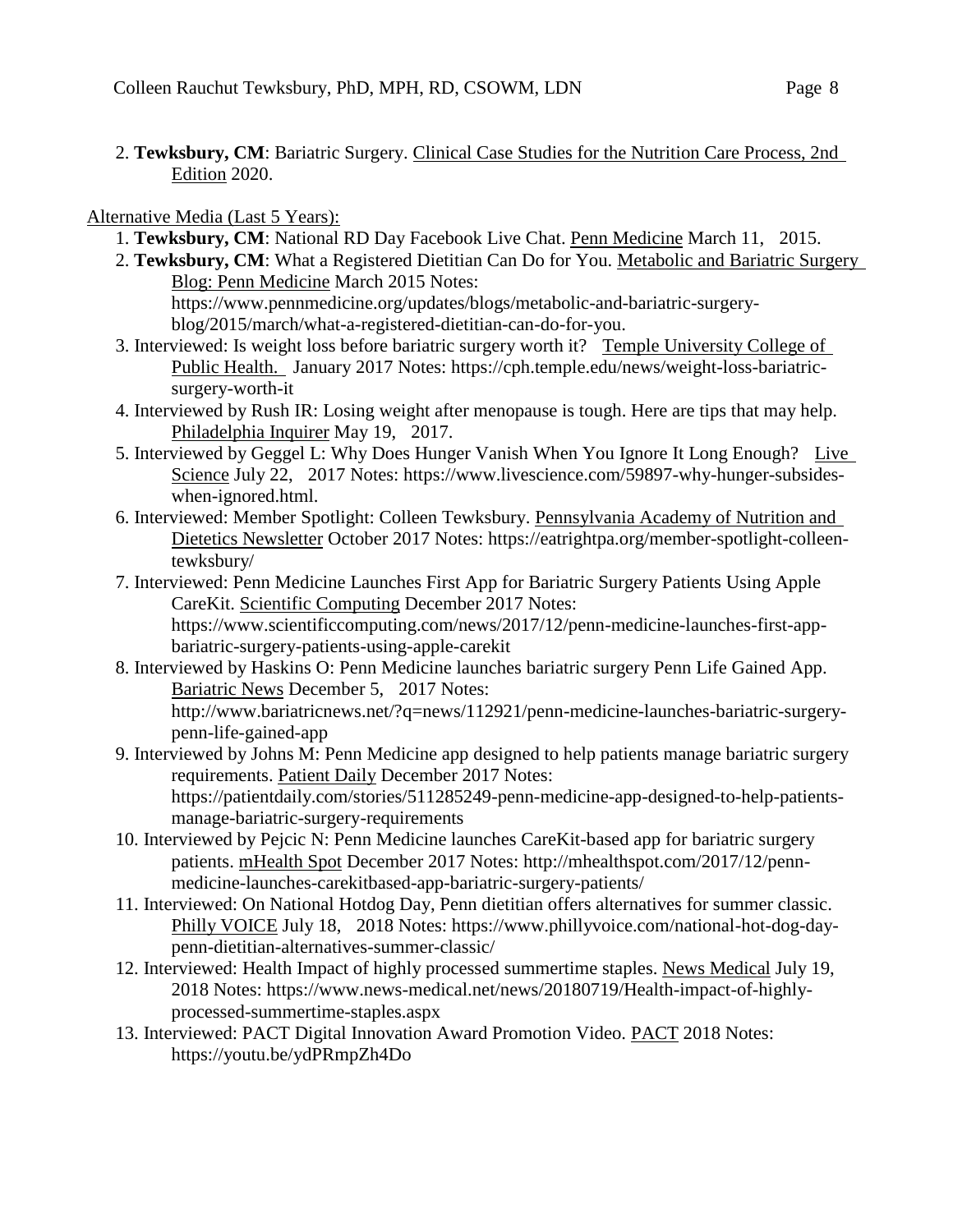2. **Tewksbury, CM**: Bariatric Surgery. Clinical Case Studies for the Nutrition Care Process, 2nd Edition 2020.

Alternative Media (Last 5 Years):

1. **Tewksbury, CM**: National RD Day Facebook Live Chat. Penn Medicine March 11, 2015.
2. **Tewksbury, CM**: What a Registered Dietitian Can Do for You. Metabolic and Bariatric Surgery Blog: Penn Medicine March 2015 Notes: https://www.pennmedicine.org/updates/blogs/metabolic-and-bariatric-surgery-blog/2015/march/what-a-registered-dietitian-can-do-for-you.
3. Interviewed: Is weight loss before bariatric surgery worth it? Temple University College of Public Health. January 2017 Notes: https://cph.temple.edu/news/weight-loss-bariatric-surgery-worth-it
4. Interviewed by Rush IR: Losing weight after menopause is tough. Here are tips that may help. Philadelphia Inquirer May 19, 2017.
5. Interviewed by Geggel L: Why Does Hunger Vanish When You Ignore It Long Enough? Live Science July 22, 2017 Notes: https://www.livescience.com/59897-why-hunger-subsides-when-ignored.html.
6. Interviewed: Member Spotlight: Colleen Tewksbury. Pennsylvania Academy of Nutrition and Dietetics Newsletter October 2017 Notes: https://eatrightpa.org/member-spotlight-colleen-tewksbury/
7. Interviewed: Penn Medicine Launches First App for Bariatric Surgery Patients Using Apple CareKit. Scientific Computing December 2017 Notes: https://www.scientificcomputing.com/news/2017/12/penn-medicine-launches-first-app-bariatric-surgery-patients-using-apple-carekit
8. Interviewed by Haskins O: Penn Medicine launches bariatric surgery Penn Life Gained App. Bariatric News December 5, 2017 Notes: http://www.bariatricnews.net/?q=news/112921/penn-medicine-launches-bariatric-surgery-penn-life-gained-app
9. Interviewed by Johns M: Penn Medicine app designed to help patients manage bariatric surgery requirements. Patient Daily December 2017 Notes: https://patientdaily.com/stories/511285249-penn-medicine-app-designed-to-help-patients-manage-bariatric-surgery-requirements
10. Interviewed by Pejcic N: Penn Medicine launches CareKit-based app for bariatric surgery patients. mHealth Spot December 2017 Notes: http://mhealthspot.com/2017/12/penn-medicine-launches-carekitbased-app-bariatric-surgery-patients/
11. Interviewed: On National Hotdog Day, Penn dietitian offers alternatives for summer classic. Philly VOICE July 18, 2018 Notes: https://www.phillyvoice.com/national-hot-dog-day-penn-dietitian-alternatives-summer-classic/
12. Interviewed: Health Impact of highly processed summertime staples. News Medical July 19, 2018 Notes: https://www.news-medical.net/news/20180719/Health-impact-of-highly-processed-summertime-staples.aspx
13. Interviewed: PACT Digital Innovation Award Promotion Video. PACT 2018 Notes: https://youtu.be/ydPRmpZh4Do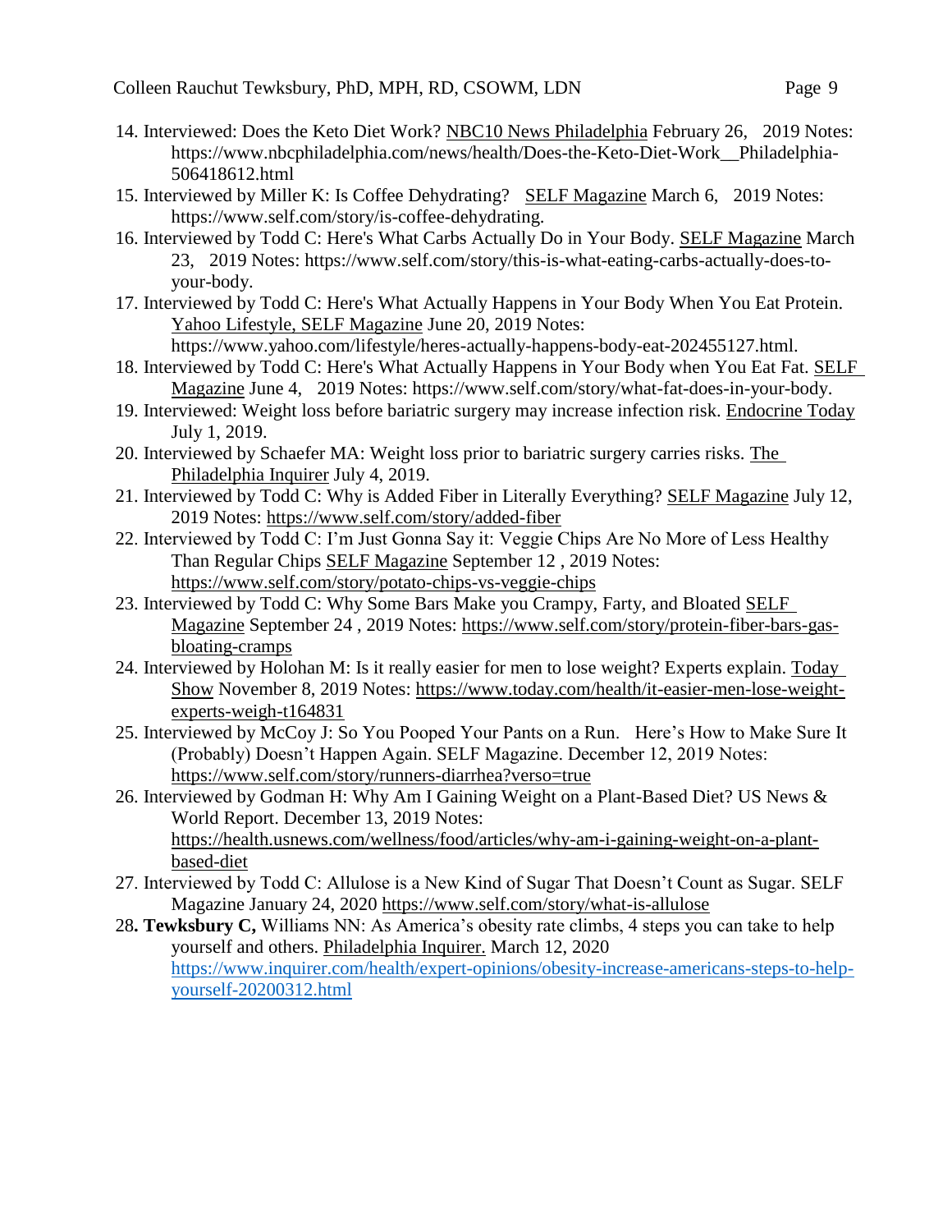14. Interviewed: Does the Keto Diet Work? NBC10 News Philadelphia February 26, 2019 Notes: https://www.nbcphiladelphia.com/news/health/Does-the-Keto-Diet-Work__Philadelphia-506418612.html
15. Interviewed by Miller K: Is Coffee Dehydrating? SELF Magazine March 6, 2019 Notes: https://www.self.com/story/is-coffee-dehydrating.
16. Interviewed by Todd C: Here's What Carbs Actually Do in Your Body. SELF Magazine March 23, 2019 Notes: https://www.self.com/story/this-is-what-eating-carbs-actually-does-to-your-body.
17. Interviewed by Todd C: Here's What Actually Happens in Your Body When You Eat Protein. Yahoo Lifestyle, SELF Magazine June 20, 2019 Notes: https://www.yahoo.com/lifestyle/heres-actually-happens-body-eat-202455127.html.
18. Interviewed by Todd C: Here's What Actually Happens in Your Body when You Eat Fat. SELF Magazine June 4, 2019 Notes: https://www.self.com/story/what-fat-does-in-your-body.
19. Interviewed: Weight loss before bariatric surgery may increase infection risk. Endocrine Today July 1, 2019.
20. Interviewed by Schaefer MA: Weight loss prior to bariatric surgery carries risks. The Philadelphia Inquirer July 4, 2019.
21. Interviewed by Todd C: Why is Added Fiber in Literally Everything? SELF Magazine July 12, 2019 Notes: https://www.self.com/story/added-fiber
22. Interviewed by Todd C: I'm Just Gonna Say it: Veggie Chips Are No More of Less Healthy Than Regular Chips SELF Magazine September 12 , 2019 Notes: https://www.self.com/story/potato-chips-vs-veggie-chips
23. Interviewed by Todd C: Why Some Bars Make you Crampy, Farty, and Bloated SELF Magazine September 24 , 2019 Notes: https://www.self.com/story/protein-fiber-bars-gas-bloating-cramps
24. Interviewed by Holohan M: Is it really easier for men to lose weight? Experts explain. Today Show November 8, 2019 Notes: https://www.today.com/health/it-easier-men-lose-weight-experts-weigh-t164831
25. Interviewed by McCoy J: So You Pooped Your Pants on a Run. Here's How to Make Sure It (Probably) Doesn't Happen Again. SELF Magazine. December 12, 2019 Notes: https://www.self.com/story/runners-diarrhea?verso=true
26. Interviewed by Godman H: Why Am I Gaining Weight on a Plant-Based Diet? US News & World Report. December 13, 2019 Notes: https://health.usnews.com/wellness/food/articles/why-am-i-gaining-weight-on-a-plant-based-diet
27. Interviewed by Todd C: Allulose is a New Kind of Sugar That Doesn't Count as Sugar. SELF Magazine January 24, 2020 https://www.self.com/story/what-is-allulose
28. **Tewksbury C,** Williams NN: As America's obesity rate climbs, 4 steps you can take to help yourself and others. Philadelphia Inquirer. March 12, 2020 https://www.inquirer.com/health/expert-opinions/obesity-increase-americans-steps-to-help-yourself-20200312.html